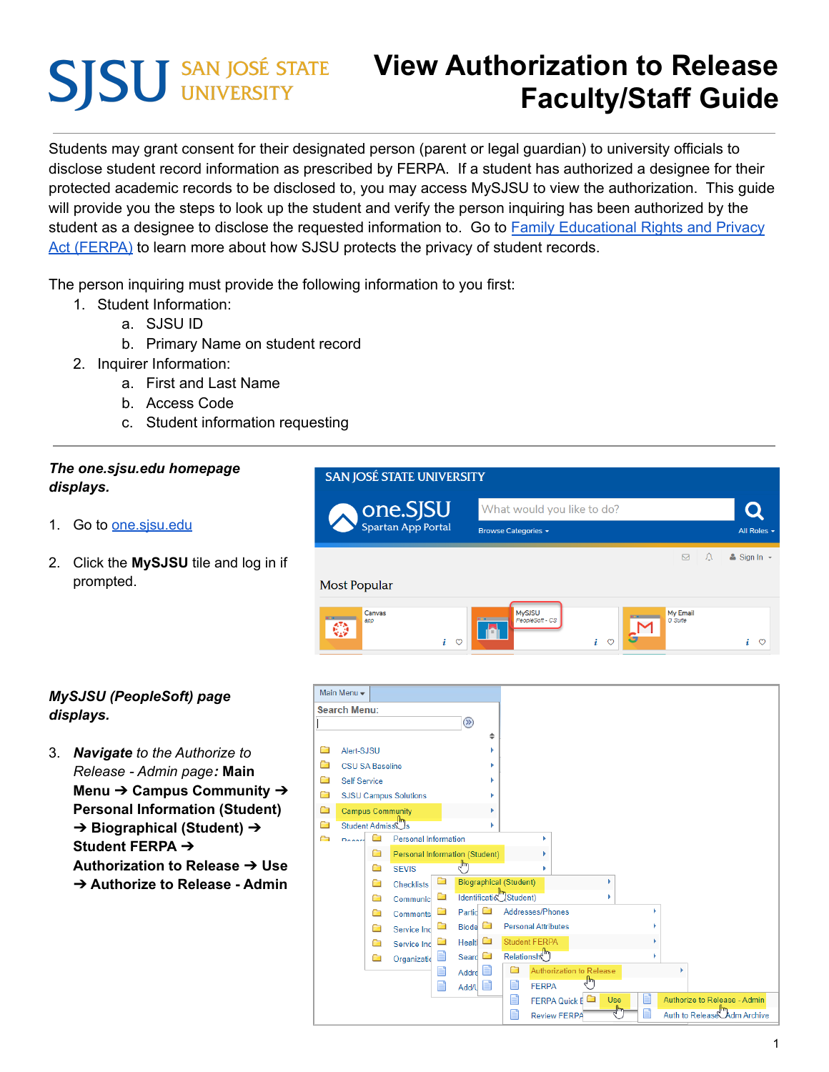# View Authorization to Release Faculty/Staff Guide

Students may grant consent for their designated person (parent or legal guardian) to university officials to disclose student record information as prescribed by FERPA. If a student has authorized a designee for their protected academic records to be disclosed to, you may access MySJSU to view the authorization. This guide will provide you the steps to look up the student and verify the person inquiring has been authorized by the student as a designee to disclose the requested information to. Go to [Family Educational Rights and Privacy Act (FERPA)](#) to learn more about how SJSU protects the privacy of student records.

The person inquiring must provide the following information to you first:

1. Student Information:
   a. SJSU ID
   b. Primary Name on student record
2. Inquirer Information:
   a. First and Last Name
   b. Access Code
   c. Student information requesting

---

***The one.sjsu.edu homepage displays.***

1. Go to [one.sjsu.edu](#)
2. Click the **MySJSU** tile and log in if prompted.

***MySJSU (PeopleSoft) page displays.***

3. ***Navigate** to the Authorize to Release - Admin page:* **Main Menu ➔ Campus Community ➔ Personal Information (Student) ➔ Biographical (Student) ➔ Student FERPA ➔ Authorization to Release ➔ Use ➔ Authorize to Release - Admin**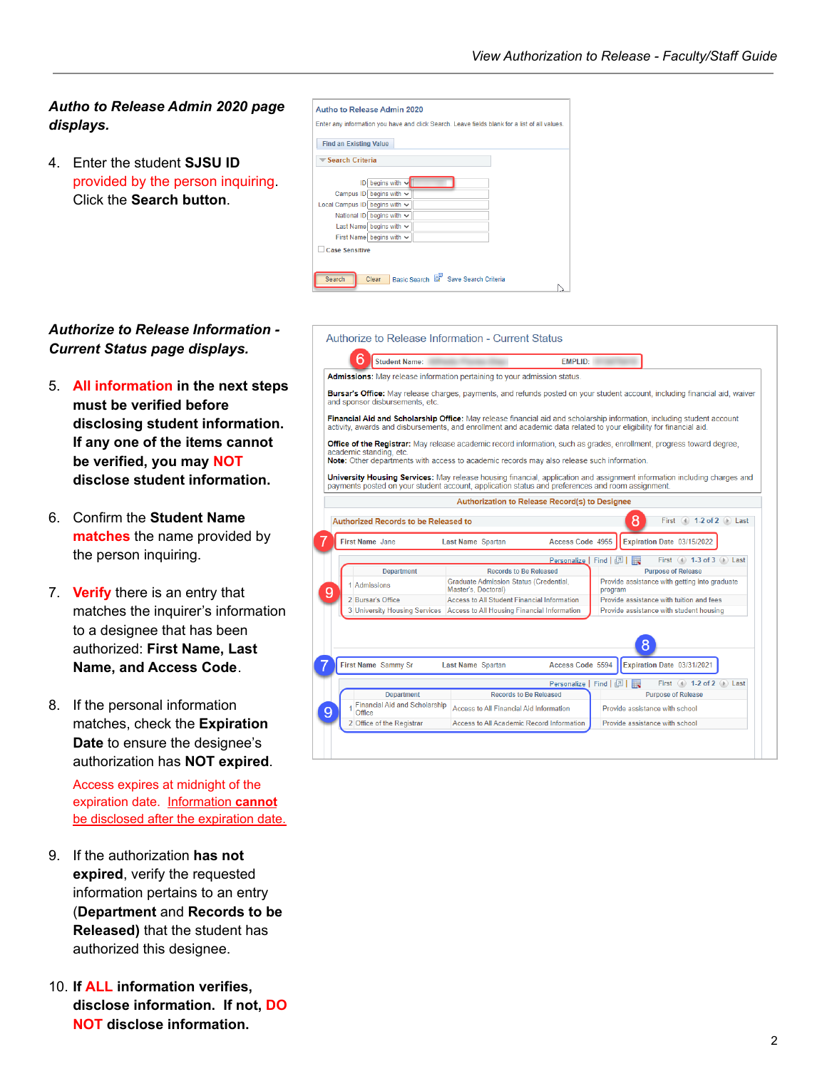***Autho to Release Admin 2020 page displays.***

4. Enter the student **SJSU ID** provided by the person inquiring. Click the **Search button**.

Autho to Release Admin 2020

Enter any information you have and click Search. Leave fields blank for a list of all values.

Find an Existing Value

Search Criteria

ID begins with
Campus ID begins with
Local Campus ID begins with
National ID begins with
Last Name begins with
First Name begins with

Case Sensitive

Search Clear Basic Search Save Search Criteria

***Authorize to Release Information - Current Status page displays.***

5. **All information in the next steps must be verified before disclosing student information. If any one of the items cannot be verified, you may NOT disclose student information.**

6. Confirm the **Student Name matches** the name provided by the person inquiring.

7. **Verify** there is an entry that matches the inquirer's information to a designee that has been authorized: **First Name, Last Name, and Access Code**.

8. If the personal information matches, check the **Expiration Date** to ensure the designee's authorization has **NOT expired**.

   Access expires at midnight of the expiration date. <u>Information **cannot** be disclosed after the expiration date.</u>

9. If the authorization **has not expired**, verify the requested information pertains to an entry (**Department** and **Records to be Released)** that the student has authorized this designee.

10. **If ALL information verifies, disclose information. If not, DO NOT disclose information.**

Authorize to Release Information - Current Status

6 Student Name: EMPLID:

**Admissions:** May release information pertaining to your admission status.

**Bursar's Office:** May release charges, payments, and refunds posted on your student account, including financial aid, waiver and sponsor disbursements, etc.

**Financial Aid and Scholarship Office:** May release financial aid and scholarship information, including student account activity, awards and disbursements, and enrollment and academic data related to your eligibility for financial aid.

**Office of the Registrar:** May release academic record information, such as grades, enrollment, progress toward degree, academic standing, etc.
**Note:** Other departments with access to academic records may also release such information.

**University Housing Services:** May release housing financial, application and assignment information including charges and payments posted on your student account, application status and preferences and room assignment.

Authorization to Release Record(s) to Designee

Authorized Records to be Released to — 8 — First 1-2 of 2 Last

7 First Name Jane | Last Name Spartan | Access Code 4955 | Expiration Date 03/15/2022

Personalize | Find | First 1-3 of 3 Last

9

| | Department | Records to Be Released | Purpose of Release |
|---|---|---|---|
| 1 | Admissions | Graduate Admission Status (Credential, Master's, Doctoral) | Provide assistance with getting into graduate program |
| 2 | Bursar's Office | Access to All Student Financial Information | Provide assistance with tuition and fees |
| 3 | University Housing Services | Access to All Housing Financial Information | Provide assistance with student housing |

8

7 First Name Sammy Sr | Last Name Spartan | Access Code 5594 | Expiration Date 03/31/2021

Personalize | Find | First 1-2 of 2 Last

9

| | Department | Records to Be Released | Purpose of Release |
|---|---|---|---|
| 1 | Financial Aid and Scholarship Office | Access to All Financial Aid Information | Provide assistance with school |
| 2 | Office of the Registrar | Access to All Academic Record Information | Provide assistance with school |